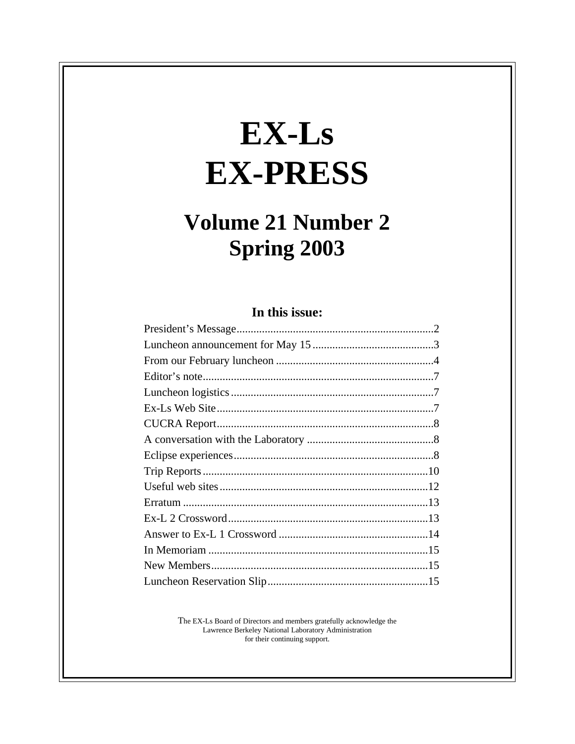# EX-Ls EX-PRESS

## Volume 21 Number 2
## Spring 2003

### In this issue:

| | |
|---|---|
| President's Message | 2 |
| Luncheon announcement for May 15 | 3 |
| From our February luncheon | 4 |
| Editor's note | 7 |
| Luncheon logistics | 7 |
| Ex-Ls Web Site | 7 |
| CUCRA Report | 8 |
| A conversation with the Laboratory | 8 |
| Eclipse experiences | 8 |
| Trip Reports | 10 |
| Useful web sites | 12 |
| Erratum | 13 |
| Ex-L 2 Crossword | 13 |
| Answer to Ex-L 1 Crossword | 14 |
| In Memoriam | 15 |
| New Members | 15 |
| Luncheon Reservation Slip | 15 |

The EX-Ls Board of Directors and members gratefully acknowledge the Lawrence Berkeley National Laboratory Administration for their continuing support.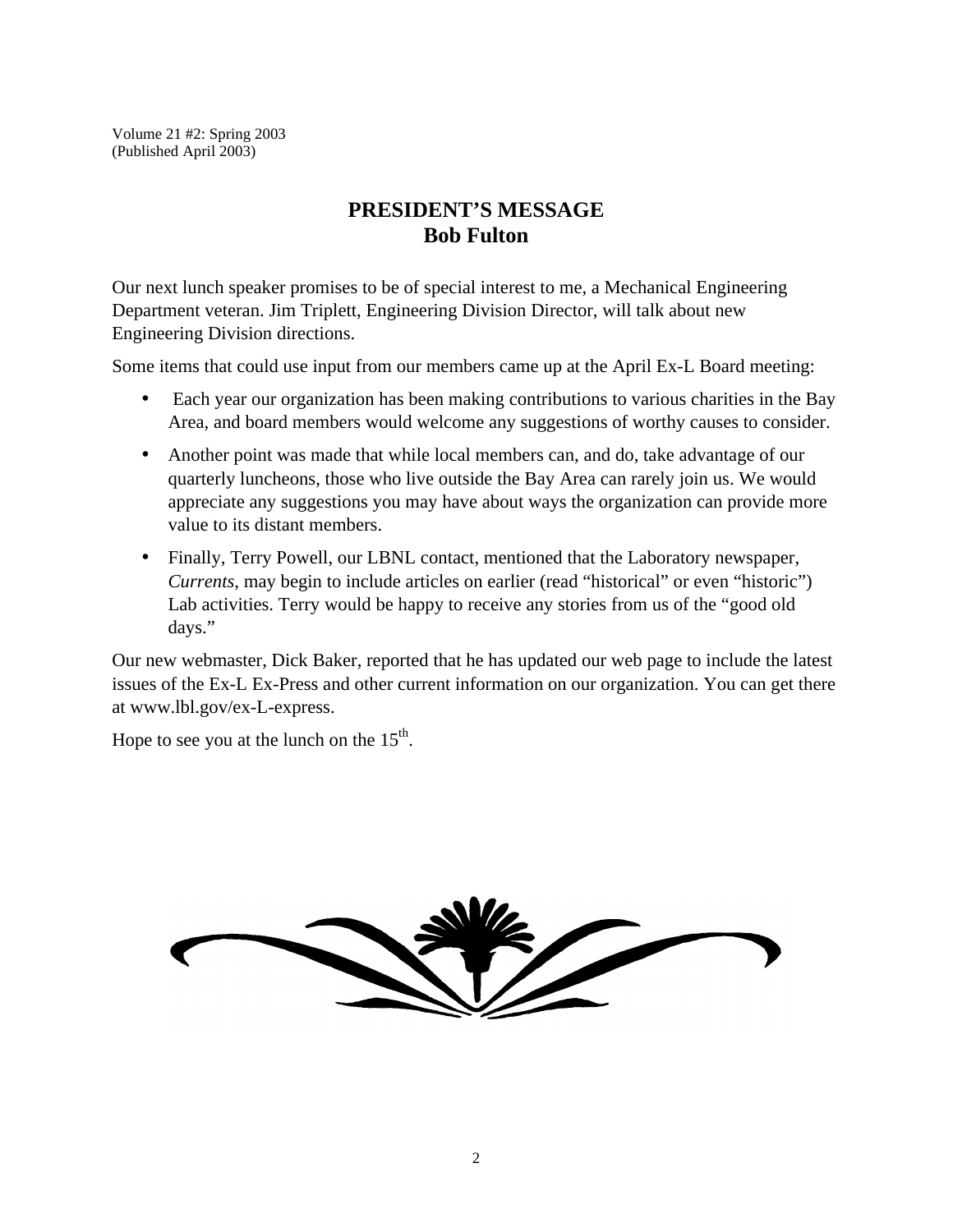Volume 21 #2: Spring 2003
(Published April 2003)

# PRESIDENT'S MESSAGE
## Bob Fulton

Our next lunch speaker promises to be of special interest to me, a Mechanical Engineering Department veteran. Jim Triplett, Engineering Division Director, will talk about new Engineering Division directions.

Some items that could use input from our members came up at the April Ex-L Board meeting:

- Each year our organization has been making contributions to various charities in the Bay Area, and board members would welcome any suggestions of worthy causes to consider.
- Another point was made that while local members can, and do, take advantage of our quarterly luncheons, those who live outside the Bay Area can rarely join us. We would appreciate any suggestions you may have about ways the organization can provide more value to its distant members.
- Finally, Terry Powell, our LBNL contact, mentioned that the Laboratory newspaper, *Currents*, may begin to include articles on earlier (read "historical" or even "historic") Lab activities. Terry would be happy to receive any stories from us of the "good old days."

Our new webmaster, Dick Baker, reported that he has updated our web page to include the latest issues of the Ex-L Ex-Press and other current information on our organization. You can get there at www.lbl.gov/ex-L-express.

Hope to see you at the lunch on the 15th.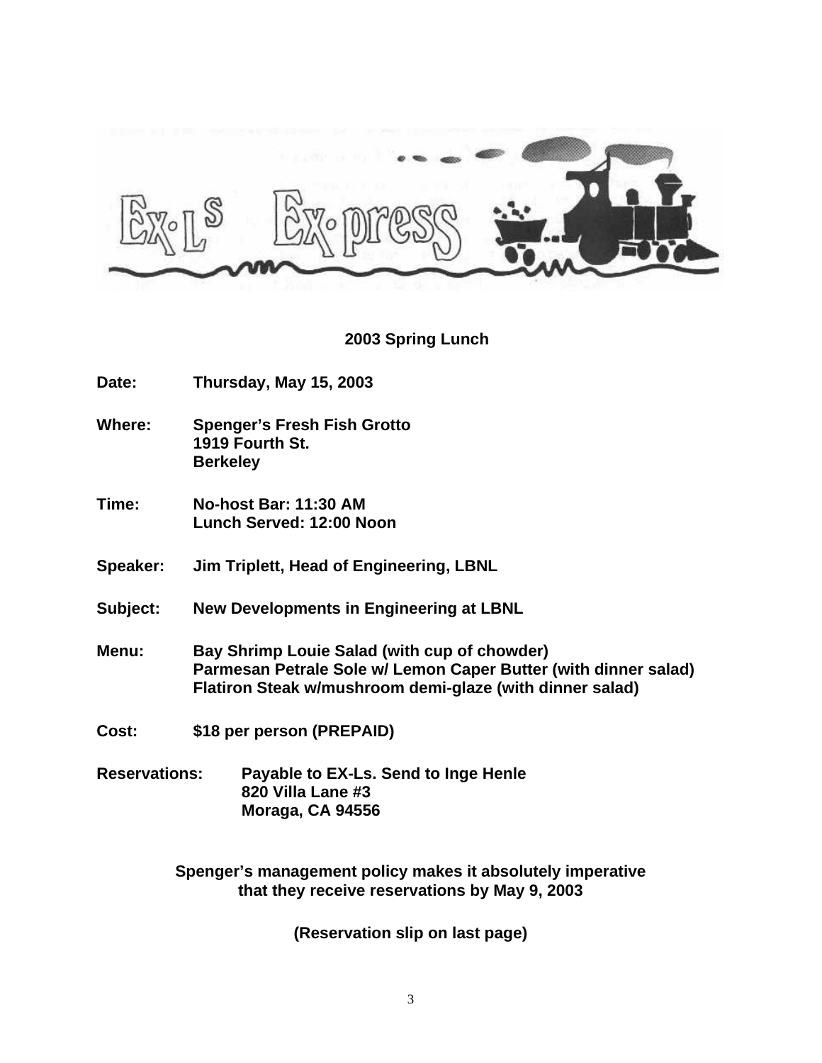# Ex-Ls Ex-press

## 2003 Spring Lunch

**Date:** Thursday, May 15, 2003

**Where:** Spenger's Fresh Fish Grotto
1919 Fourth St.
Berkeley

**Time:** No-host Bar: 11:30 AM
Lunch Served: 12:00 Noon

**Speaker:** Jim Triplett, Head of Engineering, LBNL

**Subject:** New Developments in Engineering at LBNL

**Menu:** Bay Shrimp Louie Salad (with cup of chowder)
Parmesan Petrale Sole w/ Lemon Caper Butter (with dinner salad)
Flatiron Steak w/mushroom demi-glaze (with dinner salad)

**Cost:** $18 per person (PREPAID)

**Reservations:** Payable to EX-Ls. Send to Inge Henle
820 Villa Lane #3
Moraga, CA 94556

**Spenger's management policy makes it absolutely imperative that they receive reservations by May 9, 2003**

**(Reservation slip on last page)**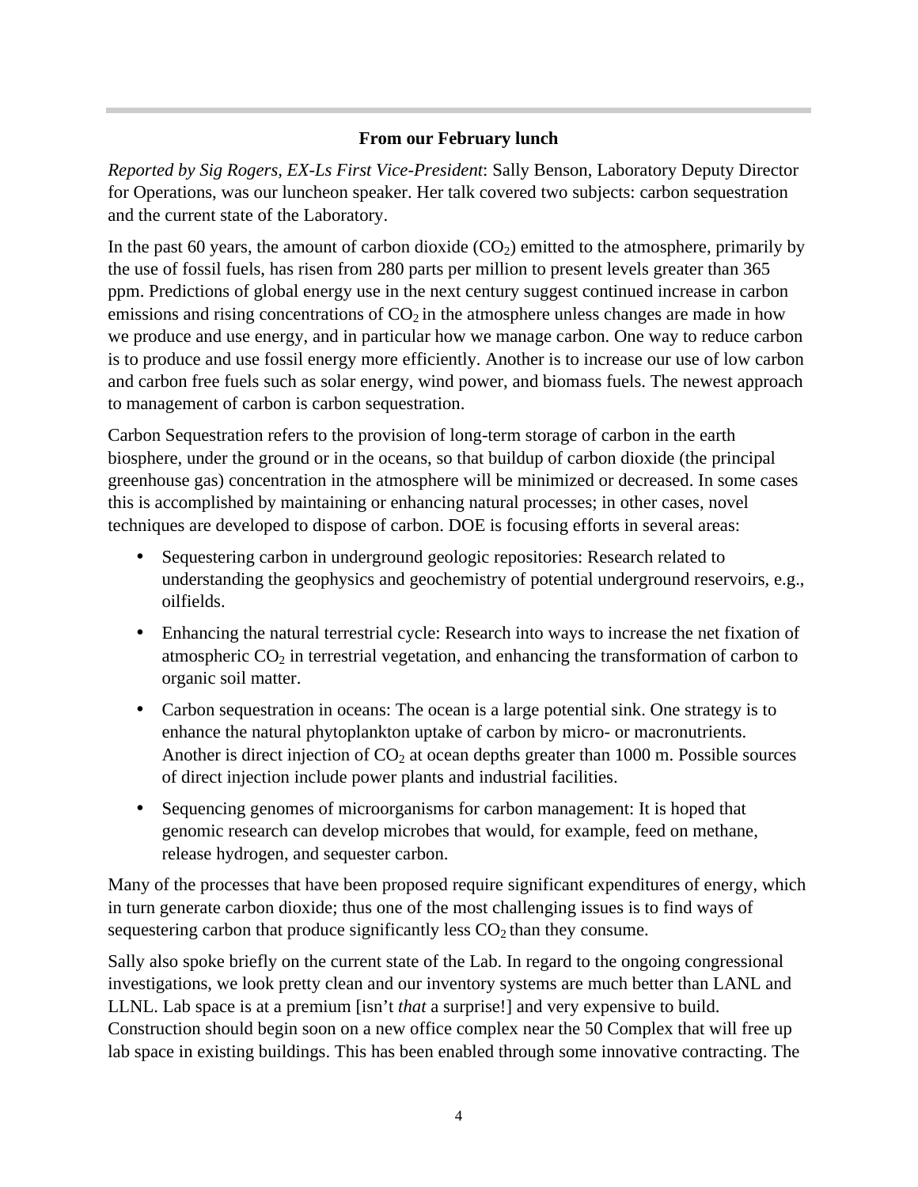### From our February lunch

*Reported by Sig Rogers, EX-Ls First Vice-President*: Sally Benson, Laboratory Deputy Director for Operations, was our luncheon speaker. Her talk covered two subjects: carbon sequestration and the current state of the Laboratory.

In the past 60 years, the amount of carbon dioxide ($CO_2$) emitted to the atmosphere, primarily by the use of fossil fuels, has risen from 280 parts per million to present levels greater than 365 ppm. Predictions of global energy use in the next century suggest continued increase in carbon emissions and rising concentrations of $CO_2$ in the atmosphere unless changes are made in how we produce and use energy, and in particular how we manage carbon. One way to reduce carbon is to produce and use fossil energy more efficiently. Another is to increase our use of low carbon and carbon free fuels such as solar energy, wind power, and biomass fuels. The newest approach to management of carbon is carbon sequestration.

Carbon Sequestration refers to the provision of long-term storage of carbon in the earth biosphere, under the ground or in the oceans, so that buildup of carbon dioxide (the principal greenhouse gas) concentration in the atmosphere will be minimized or decreased. In some cases this is accomplished by maintaining or enhancing natural processes; in other cases, novel techniques are developed to dispose of carbon. DOE is focusing efforts in several areas:

- Sequestering carbon in underground geologic repositories: Research related to understanding the geophysics and geochemistry of potential underground reservoirs, e.g., oilfields.
- Enhancing the natural terrestrial cycle: Research into ways to increase the net fixation of atmospheric $CO_2$ in terrestrial vegetation, and enhancing the transformation of carbon to organic soil matter.
- Carbon sequestration in oceans: The ocean is a large potential sink. One strategy is to enhance the natural phytoplankton uptake of carbon by micro- or macronutrients. Another is direct injection of $CO_2$ at ocean depths greater than 1000 m. Possible sources of direct injection include power plants and industrial facilities.
- Sequencing genomes of microorganisms for carbon management: It is hoped that genomic research can develop microbes that would, for example, feed on methane, release hydrogen, and sequester carbon.

Many of the processes that have been proposed require significant expenditures of energy, which in turn generate carbon dioxide; thus one of the most challenging issues is to find ways of sequestering carbon that produce significantly less $CO_2$ than they consume.

Sally also spoke briefly on the current state of the Lab. In regard to the ongoing congressional investigations, we look pretty clean and our inventory systems are much better than LANL and LLNL. Lab space is at a premium [isn't *that* a surprise!] and very expensive to build. Construction should begin soon on a new office complex near the 50 Complex that will free up lab space in existing buildings. This has been enabled through some innovative contracting. The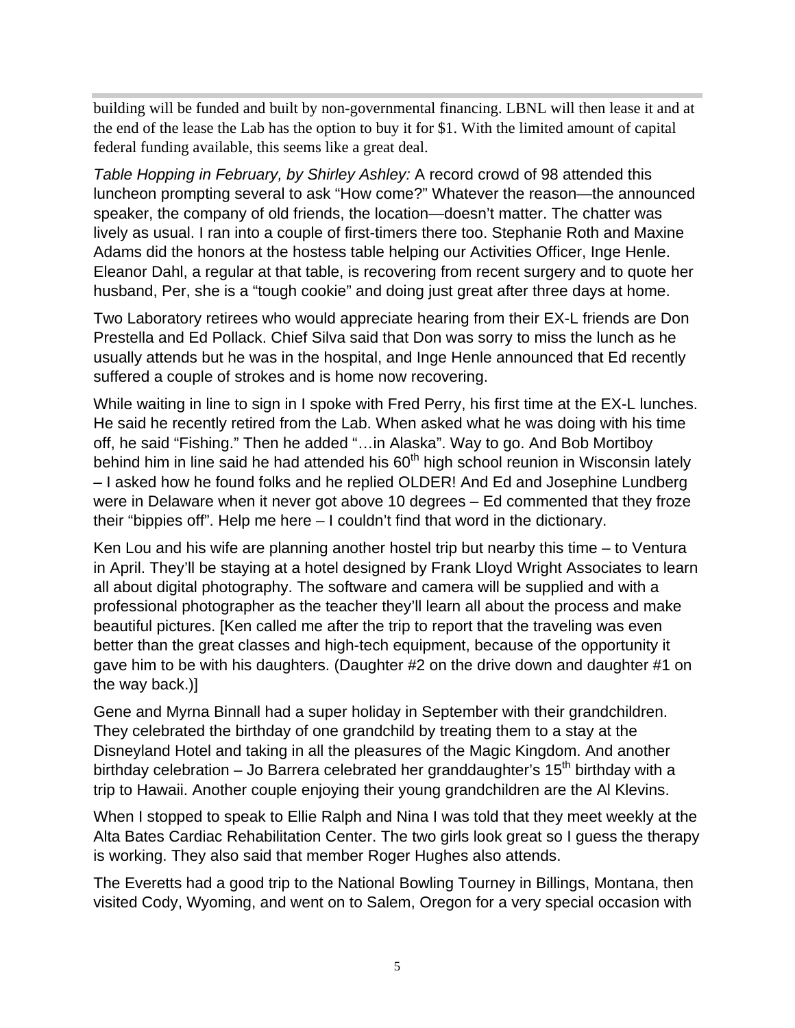building will be funded and built by non-governmental financing. LBNL will then lease it and at the end of the lease the Lab has the option to buy it for $1. With the limited amount of capital federal funding available, this seems like a great deal.

*Table Hopping in February, by Shirley Ashley:* A record crowd of 98 attended this luncheon prompting several to ask "How come?" Whatever the reason—the announced speaker, the company of old friends, the location—doesn't matter. The chatter was lively as usual. I ran into a couple of first-timers there too. Stephanie Roth and Maxine Adams did the honors at the hostess table helping our Activities Officer, Inge Henle. Eleanor Dahl, a regular at that table, is recovering from recent surgery and to quote her husband, Per, she is a "tough cookie" and doing just great after three days at home.

Two Laboratory retirees who would appreciate hearing from their EX-L friends are Don Prestella and Ed Pollack. Chief Silva said that Don was sorry to miss the lunch as he usually attends but he was in the hospital, and Inge Henle announced that Ed recently suffered a couple of strokes and is home now recovering.

While waiting in line to sign in I spoke with Fred Perry, his first time at the EX-L lunches. He said he recently retired from the Lab. When asked what he was doing with his time off, he said "Fishing." Then he added "…in Alaska". Way to go. And Bob Mortiboy behind him in line said he had attended his 60th high school reunion in Wisconsin lately – I asked how he found folks and he replied OLDER! And Ed and Josephine Lundberg were in Delaware when it never got above 10 degrees – Ed commented that they froze their "bippies off". Help me here – I couldn't find that word in the dictionary.

Ken Lou and his wife are planning another hostel trip but nearby this time – to Ventura in April. They'll be staying at a hotel designed by Frank Lloyd Wright Associates to learn all about digital photography. The software and camera will be supplied and with a professional photographer as the teacher they'll learn all about the process and make beautiful pictures. [Ken called me after the trip to report that the traveling was even better than the great classes and high-tech equipment, because of the opportunity it gave him to be with his daughters. (Daughter #2 on the drive down and daughter #1 on the way back.)]

Gene and Myrna Binnall had a super holiday in September with their grandchildren. They celebrated the birthday of one grandchild by treating them to a stay at the Disneyland Hotel and taking in all the pleasures of the Magic Kingdom. And another birthday celebration – Jo Barrera celebrated her granddaughter's 15th birthday with a trip to Hawaii. Another couple enjoying their young grandchildren are the Al Klevins.

When I stopped to speak to Ellie Ralph and Nina I was told that they meet weekly at the Alta Bates Cardiac Rehabilitation Center. The two girls look great so I guess the therapy is working. They also said that member Roger Hughes also attends.

The Everetts had a good trip to the National Bowling Tourney in Billings, Montana, then visited Cody, Wyoming, and went on to Salem, Oregon for a very special occasion with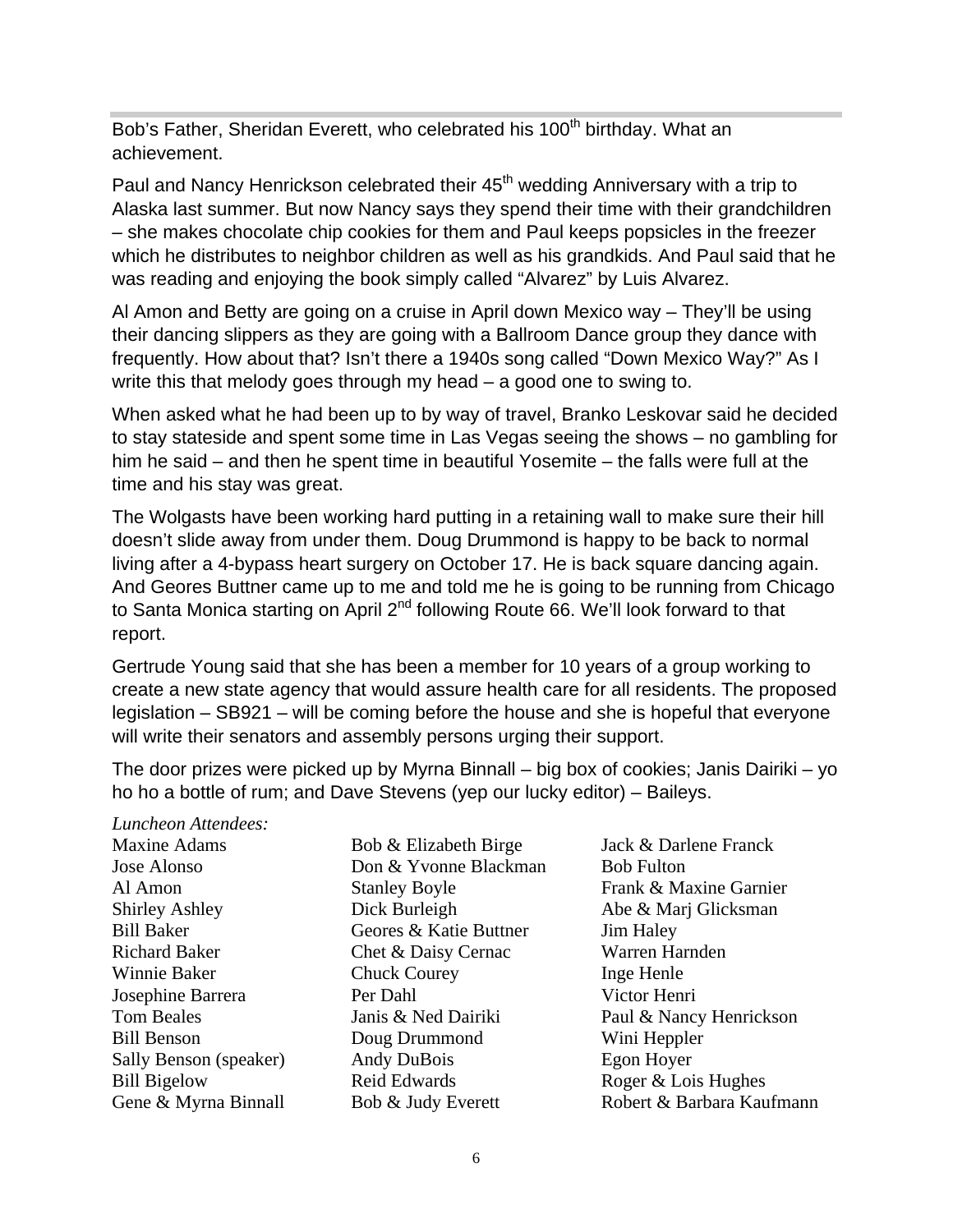Bob's Father, Sheridan Everett, who celebrated his 100th birthday. What an achievement.

Paul and Nancy Henrickson celebrated their 45th wedding Anniversary with a trip to Alaska last summer. But now Nancy says they spend their time with their grandchildren – she makes chocolate chip cookies for them and Paul keeps popsicles in the freezer which he distributes to neighbor children as well as his grandkids. And Paul said that he was reading and enjoying the book simply called "Alvarez" by Luis Alvarez.

Al Amon and Betty are going on a cruise in April down Mexico way – They'll be using their dancing slippers as they are going with a Ballroom Dance group they dance with frequently. How about that? Isn't there a 1940s song called "Down Mexico Way?" As I write this that melody goes through my head – a good one to swing to.

When asked what he had been up to by way of travel, Branko Leskovar said he decided to stay stateside and spent some time in Las Vegas seeing the shows – no gambling for him he said – and then he spent time in beautiful Yosemite – the falls were full at the time and his stay was great.

The Wolgasts have been working hard putting in a retaining wall to make sure their hill doesn't slide away from under them. Doug Drummond is happy to be back to normal living after a 4-bypass heart surgery on October 17. He is back square dancing again. And Geores Buttner came up to me and told me he is going to be running from Chicago to Santa Monica starting on April 2nd following Route 66. We'll look forward to that report.

Gertrude Young said that she has been a member for 10 years of a group working to create a new state agency that would assure health care for all residents. The proposed legislation – SB921 – will be coming before the house and she is hopeful that everyone will write their senators and assembly persons urging their support.

The door prizes were picked up by Myrna Binnall – big box of cookies; Janis Dairiki – yo ho ho a bottle of rum; and Dave Stevens (yep our lucky editor) – Baileys.

*Luncheon Attendees:*

Maxine Adams
Jose Alonso
Al Amon
Shirley Ashley
Bill Baker
Richard Baker
Winnie Baker
Josephine Barrera
Tom Beales
Bill Benson
Sally Benson (speaker)
Bill Bigelow
Gene & Myrna Binnall
Bob & Elizabeth Birge
Don & Yvonne Blackman
Stanley Boyle
Dick Burleigh
Geores & Katie Buttner
Chet & Daisy Cernac
Chuck Courey
Per Dahl
Janis & Ned Dairiki
Doug Drummond
Andy DuBois
Reid Edwards
Bob & Judy Everett
Jack & Darlene Franck
Bob Fulton
Frank & Maxine Garnier
Abe & Marj Glicksman
Jim Haley
Warren Harnden
Inge Henle
Victor Henri
Paul & Nancy Henrickson
Wini Heppler
Egon Hoyer
Roger & Lois Hughes
Robert & Barbara Kaufmann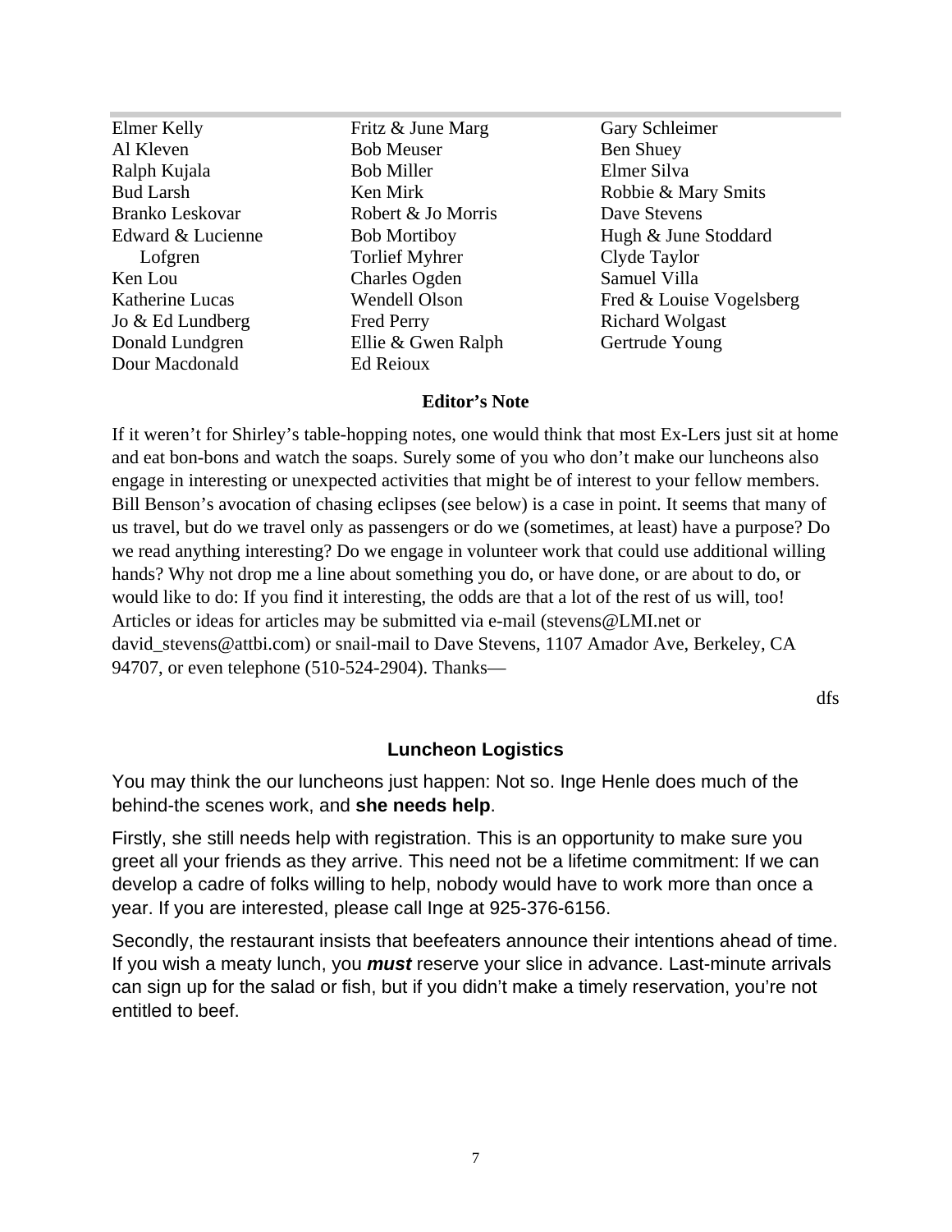Elmer Kelly
Al Kleven
Ralph Kujala
Bud Larsh
Branko Leskovar
Edward & Lucienne Lofgren
Ken Lou
Katherine Lucas
Jo & Ed Lundberg
Donald Lundgren
Dour Macdonald
Fritz & June Marg
Bob Meuser
Bob Miller
Ken Mirk
Robert & Jo Morris
Bob Mortiboy
Torlief Myhrer
Charles Ogden
Wendell Olson
Fred Perry
Ellie & Gwen Ralph
Ed Reioux
Gary Schleimer
Ben Shuey
Elmer Silva
Robbie & Mary Smits
Dave Stevens
Hugh & June Stoddard
Clyde Taylor
Samuel Villa
Fred & Louise Vogelsberg
Richard Wolgast
Gertrude Young

### Editor's Note

If it weren't for Shirley's table-hopping notes, one would think that most Ex-Lers just sit at home and eat bon-bons and watch the soaps. Surely some of you who don't make our luncheons also engage in interesting or unexpected activities that might be of interest to your fellow members. Bill Benson's avocation of chasing eclipses (see below) is a case in point. It seems that many of us travel, but do we travel only as passengers or do we (sometimes, at least) have a purpose? Do we read anything interesting? Do we engage in volunteer work that could use additional willing hands? Why not drop me a line about something you do, or have done, or are about to do, or would like to do: If you find it interesting, the odds are that a lot of the rest of us will, too! Articles or ideas for articles may be submitted via e-mail (stevens@LMI.net or david_stevens@attbi.com) or snail-mail to Dave Stevens, 1107 Amador Ave, Berkeley, CA 94707, or even telephone (510-524-2904). Thanks—

dfs

### Luncheon Logistics

You may think the our luncheons just happen: Not so. Inge Henle does much of the behind-the scenes work, and **she needs help**.

Firstly, she still needs help with registration. This is an opportunity to make sure you greet all your friends as they arrive. This need not be a lifetime commitment: If we can develop a cadre of folks willing to help, nobody would have to work more than once a year. If you are interested, please call Inge at 925-376-6156.

Secondly, the restaurant insists that beefeaters announce their intentions ahead of time. If you wish a meaty lunch, you ***must*** reserve your slice in advance. Last-minute arrivals can sign up for the salad or fish, but if you didn't make a timely reservation, you're not entitled to beef.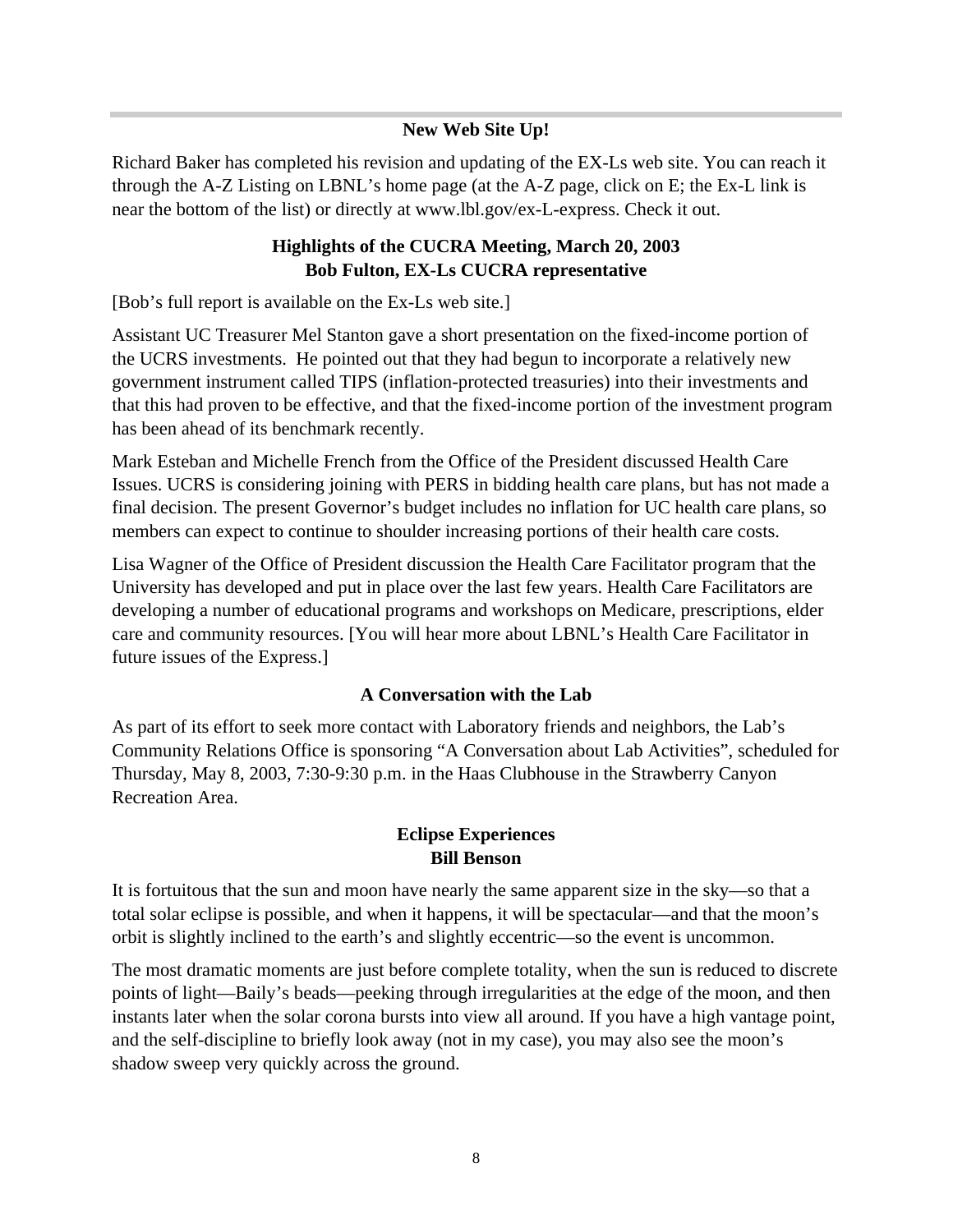---

### New Web Site Up!

Richard Baker has completed his revision and updating of the EX-Ls web site. You can reach it through the A-Z Listing on LBNL's home page (at the A-Z page, click on E; the Ex-L link is near the bottom of the list) or directly at www.lbl.gov/ex-L-express. Check it out.

### Highlights of the CUCRA Meeting, March 20, 2003
**Bob Fulton, EX-Ls CUCRA representative**

[Bob's full report is available on the Ex-Ls web site.]

Assistant UC Treasurer Mel Stanton gave a short presentation on the fixed-income portion of the UCRS investments. He pointed out that they had begun to incorporate a relatively new government instrument called TIPS (inflation-protected treasuries) into their investments and that this had proven to be effective, and that the fixed-income portion of the investment program has been ahead of its benchmark recently.

Mark Esteban and Michelle French from the Office of the President discussed Health Care Issues. UCRS is considering joining with PERS in bidding health care plans, but has not made a final decision. The present Governor's budget includes no inflation for UC health care plans, so members can expect to continue to shoulder increasing portions of their health care costs.

Lisa Wagner of the Office of President discussion the Health Care Facilitator program that the University has developed and put in place over the last few years. Health Care Facilitators are developing a number of educational programs and workshops on Medicare, prescriptions, elder care and community resources. [You will hear more about LBNL's Health Care Facilitator in future issues of the Express.]

### A Conversation with the Lab

As part of its effort to seek more contact with Laboratory friends and neighbors, the Lab's Community Relations Office is sponsoring "A Conversation about Lab Activities", scheduled for Thursday, May 8, 2003, 7:30-9:30 p.m. in the Haas Clubhouse in the Strawberry Canyon Recreation Area.

### Eclipse Experiences
**Bill Benson**

It is fortuitous that the sun and moon have nearly the same apparent size in the sky—so that a total solar eclipse is possible, and when it happens, it will be spectacular—and that the moon's orbit is slightly inclined to the earth's and slightly eccentric—so the event is uncommon.

The most dramatic moments are just before complete totality, when the sun is reduced to discrete points of light—Baily's beads—peeking through irregularities at the edge of the moon, and then instants later when the solar corona bursts into view all around. If you have a high vantage point, and the self-discipline to briefly look away (not in my case), you may also see the moon's shadow sweep very quickly across the ground.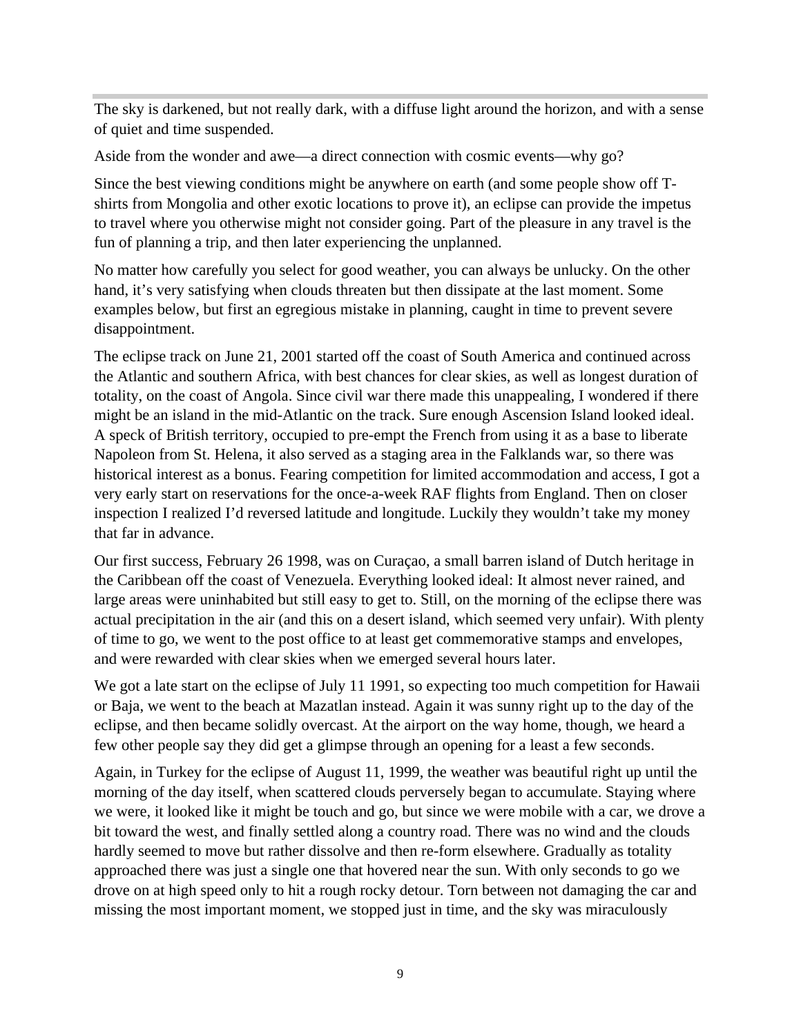The sky is darkened, but not really dark, with a diffuse light around the horizon, and with a sense of quiet and time suspended.

Aside from the wonder and awe—a direct connection with cosmic events—why go?

Since the best viewing conditions might be anywhere on earth (and some people show off T-shirts from Mongolia and other exotic locations to prove it), an eclipse can provide the impetus to travel where you otherwise might not consider going. Part of the pleasure in any travel is the fun of planning a trip, and then later experiencing the unplanned.

No matter how carefully you select for good weather, you can always be unlucky. On the other hand, it's very satisfying when clouds threaten but then dissipate at the last moment. Some examples below, but first an egregious mistake in planning, caught in time to prevent severe disappointment.

The eclipse track on June 21, 2001 started off the coast of South America and continued across the Atlantic and southern Africa, with best chances for clear skies, as well as longest duration of totality, on the coast of Angola. Since civil war there made this unappealing, I wondered if there might be an island in the mid-Atlantic on the track. Sure enough Ascension Island looked ideal. A speck of British territory, occupied to pre-empt the French from using it as a base to liberate Napoleon from St. Helena, it also served as a staging area in the Falklands war, so there was historical interest as a bonus. Fearing competition for limited accommodation and access, I got a very early start on reservations for the once-a-week RAF flights from England. Then on closer inspection I realized I'd reversed latitude and longitude. Luckily they wouldn't take my money that far in advance.

Our first success, February 26 1998, was on Curaçao, a small barren island of Dutch heritage in the Caribbean off the coast of Venezuela. Everything looked ideal: It almost never rained, and large areas were uninhabited but still easy to get to. Still, on the morning of the eclipse there was actual precipitation in the air (and this on a desert island, which seemed very unfair). With plenty of time to go, we went to the post office to at least get commemorative stamps and envelopes, and were rewarded with clear skies when we emerged several hours later.

We got a late start on the eclipse of July 11 1991, so expecting too much competition for Hawaii or Baja, we went to the beach at Mazatlan instead. Again it was sunny right up to the day of the eclipse, and then became solidly overcast. At the airport on the way home, though, we heard a few other people say they did get a glimpse through an opening for a least a few seconds.

Again, in Turkey for the eclipse of August 11, 1999, the weather was beautiful right up until the morning of the day itself, when scattered clouds perversely began to accumulate. Staying where we were, it looked like it might be touch and go, but since we were mobile with a car, we drove a bit toward the west, and finally settled along a country road. There was no wind and the clouds hardly seemed to move but rather dissolve and then re-form elsewhere. Gradually as totality approached there was just a single one that hovered near the sun. With only seconds to go we drove on at high speed only to hit a rough rocky detour. Torn between not damaging the car and missing the most important moment, we stopped just in time, and the sky was miraculously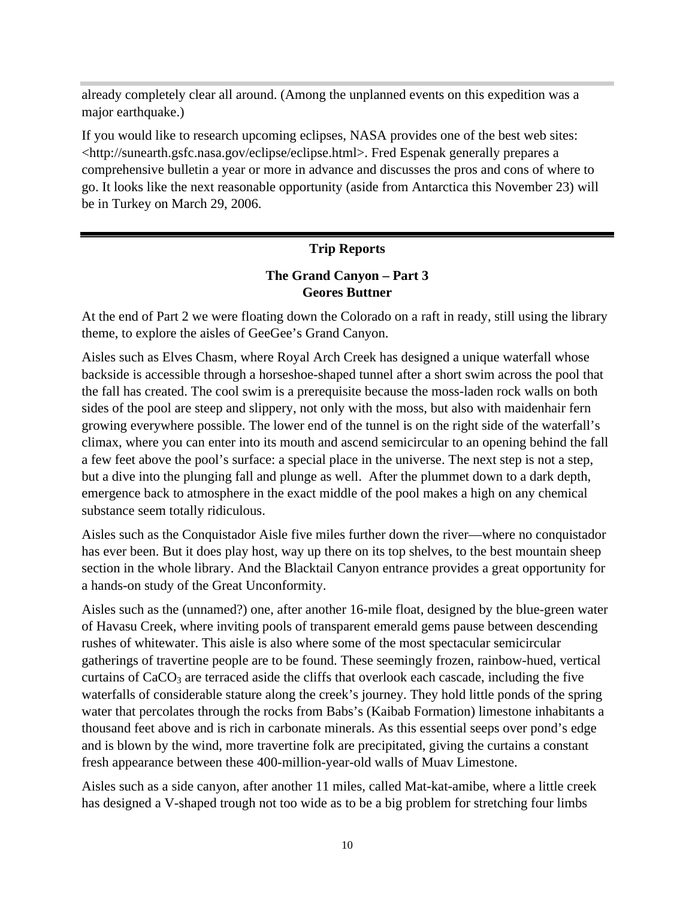already completely clear all around. (Among the unplanned events on this expedition was a major earthquake.)

If you would like to research upcoming eclipses, NASA provides one of the best web sites: <http://sunearth.gsfc.nasa.gov/eclipse/eclipse.html>. Fred Espenak generally prepares a comprehensive bulletin a year or more in advance and discusses the pros and cons of where to go. It looks like the next reasonable opportunity (aside from Antarctica this November 23) will be in Turkey on March 29, 2006.

---

## Trip Reports

### The Grand Canyon – Part 3
### Geores Buttner

At the end of Part 2 we were floating down the Colorado on a raft in ready, still using the library theme, to explore the aisles of GeeGee's Grand Canyon.

Aisles such as Elves Chasm, where Royal Arch Creek has designed a unique waterfall whose backside is accessible through a horseshoe-shaped tunnel after a short swim across the pool that the fall has created. The cool swim is a prerequisite because the moss-laden rock walls on both sides of the pool are steep and slippery, not only with the moss, but also with maidenhair fern growing everywhere possible. The lower end of the tunnel is on the right side of the waterfall's climax, where you can enter into its mouth and ascend semicircular to an opening behind the fall a few feet above the pool's surface: a special place in the universe. The next step is not a step, but a dive into the plunging fall and plunge as well. After the plummet down to a dark depth, emergence back to atmosphere in the exact middle of the pool makes a high on any chemical substance seem totally ridiculous.

Aisles such as the Conquistador Aisle five miles further down the river—where no conquistador has ever been. But it does play host, way up there on its top shelves, to the best mountain sheep section in the whole library. And the Blacktail Canyon entrance provides a great opportunity for a hands-on study of the Great Unconformity.

Aisles such as the (unnamed?) one, after another 16-mile float, designed by the blue-green water of Havasu Creek, where inviting pools of transparent emerald gems pause between descending rushes of whitewater. This aisle is also where some of the most spectacular semicircular gatherings of travertine people are to be found. These seemingly frozen, rainbow-hued, vertical curtains of $CaCO_3$ are terraced aside the cliffs that overlook each cascade, including the five waterfalls of considerable stature along the creek's journey. They hold little ponds of the spring water that percolates through the rocks from Babs's (Kaibab Formation) limestone inhabitants a thousand feet above and is rich in carbonate minerals. As this essential seeps over pond's edge and is blown by the wind, more travertine folk are precipitated, giving the curtains a constant fresh appearance between these 400-million-year-old walls of Muav Limestone.

Aisles such as a side canyon, after another 11 miles, called Mat-kat-amibe, where a little creek has designed a V-shaped trough not too wide as to be a big problem for stretching four limbs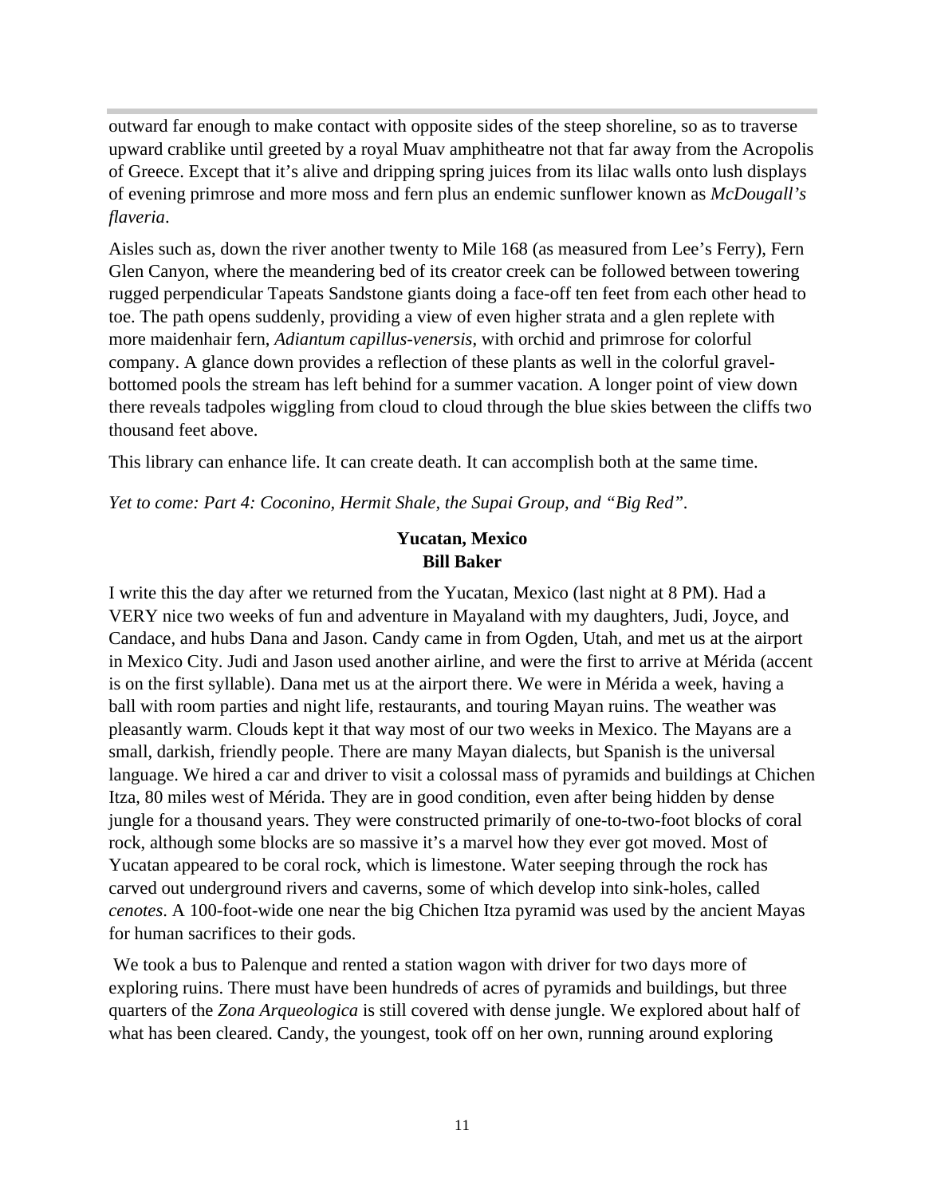outward far enough to make contact with opposite sides of the steep shoreline, so as to traverse upward crablike until greeted by a royal Muav amphitheatre not that far away from the Acropolis of Greece. Except that it's alive and dripping spring juices from its lilac walls onto lush displays of evening primrose and more moss and fern plus an endemic sunflower known as *McDougall's flaveria*.

Aisles such as, down the river another twenty to Mile 168 (as measured from Lee's Ferry), Fern Glen Canyon, where the meandering bed of its creator creek can be followed between towering rugged perpendicular Tapeats Sandstone giants doing a face-off ten feet from each other head to toe. The path opens suddenly, providing a view of even higher strata and a glen replete with more maidenhair fern, *Adiantum capillus-venersis*, with orchid and primrose for colorful company. A glance down provides a reflection of these plants as well in the colorful gravel-bottomed pools the stream has left behind for a summer vacation. A longer point of view down there reveals tadpoles wiggling from cloud to cloud through the blue skies between the cliffs two thousand feet above.

This library can enhance life. It can create death. It can accomplish both at the same time.

*Yet to come: Part 4: Coconino, Hermit Shale, the Supai Group, and "Big Red".*

## Yucatan, Mexico
**Bill Baker**

I write this the day after we returned from the Yucatan, Mexico (last night at 8 PM). Had a VERY nice two weeks of fun and adventure in Mayaland with my daughters, Judi, Joyce, and Candace, and hubs Dana and Jason. Candy came in from Ogden, Utah, and met us at the airport in Mexico City. Judi and Jason used another airline, and were the first to arrive at Mérida (accent is on the first syllable). Dana met us at the airport there. We were in Mérida a week, having a ball with room parties and night life, restaurants, and touring Mayan ruins. The weather was pleasantly warm. Clouds kept it that way most of our two weeks in Mexico. The Mayans are a small, darkish, friendly people. There are many Mayan dialects, but Spanish is the universal language. We hired a car and driver to visit a colossal mass of pyramids and buildings at Chichen Itza, 80 miles west of Mérida. They are in good condition, even after being hidden by dense jungle for a thousand years. They were constructed primarily of one-to-two-foot blocks of coral rock, although some blocks are so massive it's a marvel how they ever got moved. Most of Yucatan appeared to be coral rock, which is limestone. Water seeping through the rock has carved out underground rivers and caverns, some of which develop into sink-holes, called *cenotes*. A 100-foot-wide one near the big Chichen Itza pyramid was used by the ancient Mayas for human sacrifices to their gods.

We took a bus to Palenque and rented a station wagon with driver for two days more of exploring ruins. There must have been hundreds of acres of pyramids and buildings, but three quarters of the *Zona Arqueologica* is still covered with dense jungle. We explored about half of what has been cleared. Candy, the youngest, took off on her own, running around exploring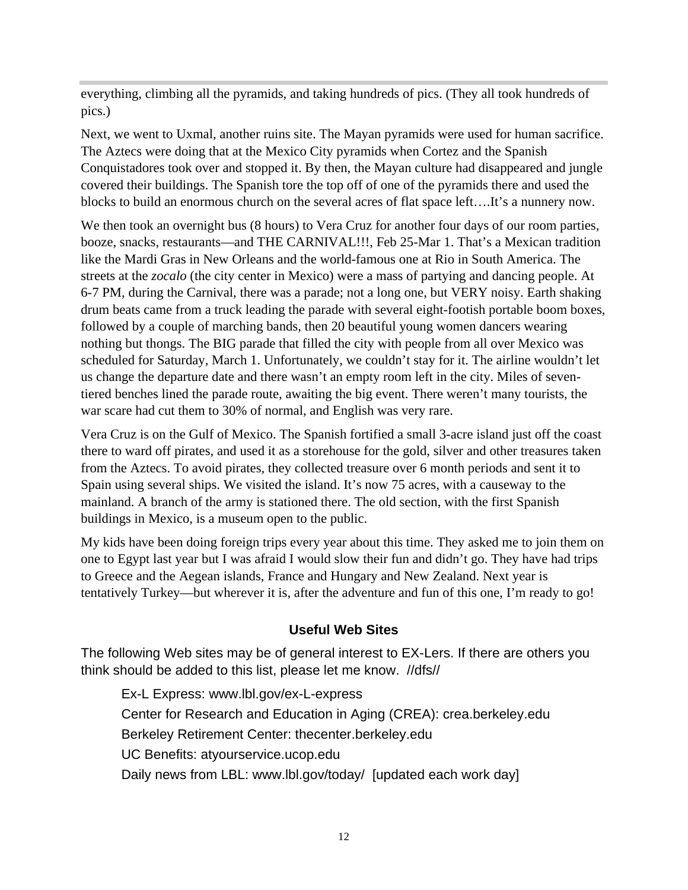everything, climbing all the pyramids, and taking hundreds of pics. (They all took hundreds of pics.)

Next, we went to Uxmal, another ruins site. The Mayan pyramids were used for human sacrifice. The Aztecs were doing that at the Mexico City pyramids when Cortez and the Spanish Conquistadores took over and stopped it. By then, the Mayan culture had disappeared and jungle covered their buildings. The Spanish tore the top off of one of the pyramids there and used the blocks to build an enormous church on the several acres of flat space left….It's a nunnery now.

We then took an overnight bus (8 hours) to Vera Cruz for another four days of our room parties, booze, snacks, restaurants—and THE CARNIVAL!!!, Feb 25-Mar 1. That's a Mexican tradition like the Mardi Gras in New Orleans and the world-famous one at Rio in South America. The streets at the *zocalo* (the city center in Mexico) were a mass of partying and dancing people. At 6-7 PM, during the Carnival, there was a parade; not a long one, but VERY noisy. Earth shaking drum beats came from a truck leading the parade with several eight-footish portable boom boxes, followed by a couple of marching bands, then 20 beautiful young women dancers wearing nothing but thongs. The BIG parade that filled the city with people from all over Mexico was scheduled for Saturday, March 1. Unfortunately, we couldn't stay for it. The airline wouldn't let us change the departure date and there wasn't an empty room left in the city. Miles of seven-tiered benches lined the parade route, awaiting the big event. There weren't many tourists, the war scare had cut them to 30% of normal, and English was very rare.

Vera Cruz is on the Gulf of Mexico. The Spanish fortified a small 3-acre island just off the coast there to ward off pirates, and used it as a storehouse for the gold, silver and other treasures taken from the Aztecs. To avoid pirates, they collected treasure over 6 month periods and sent it to Spain using several ships. We visited the island. It's now 75 acres, with a causeway to the mainland. A branch of the army is stationed there. The old section, with the first Spanish buildings in Mexico, is a museum open to the public.

My kids have been doing foreign trips every year about this time. They asked me to join them on one to Egypt last year but I was afraid I would slow their fun and didn't go. They have had trips to Greece and the Aegean islands, France and Hungary and New Zealand. Next year is tentatively Turkey—but wherever it is, after the adventure and fun of this one, I'm ready to go!

### Useful Web Sites

The following Web sites may be of general interest to EX-Lers. If there are others you think should be added to this list, please let me know. //dfs//

- Ex-L Express: www.lbl.gov/ex-L-express
- Center for Research and Education in Aging (CREA): crea.berkeley.edu
- Berkeley Retirement Center: thecenter.berkeley.edu
- UC Benefits: atyourservice.ucop.edu
- Daily news from LBL: www.lbl.gov/today/ [updated each work day]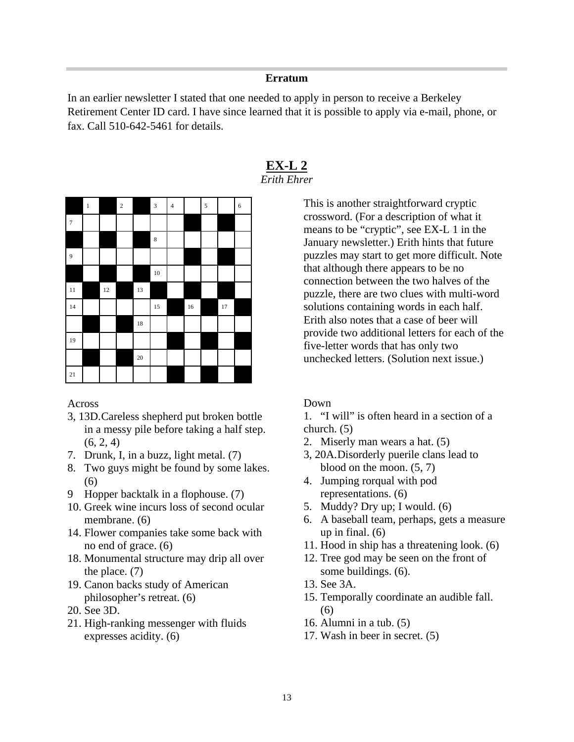### Erratum

In an earlier newsletter I stated that one needed to apply in person to receive a Berkeley Retirement Center ID card. I have since learned that it is possible to apply via e-mail, phone, or fax. Call 510-642-5461 for details.

## EX-L 2

*Erith Ehrer*

| ■ | 1 | ■ | 2 | ■ | 3 | 4 | | 5 | | 6 |
|---|---|---|---|---|---|---|---|---|---|---|
| 7 | | | | | | | ■ | | ■ | |
| ■ | | ■ | | ■ | 8 | | | | | |
| 9 | | | | | | | ■ | | ■ | |
| ■ | | ■ | | ■ | 10 | | | | | |
| 11 | ■ | 12 | ■ | 13 | ■ | | ■ | | ■ | |
| 14 | | | | | 15 | ■ | 16 | ■ | 17 | ■ |
| | ■ | | ■ | 18 | | | | | | |
| 19 | | | | | | ■ | | ■ | | ■ |
| | ■ | | ■ | 20 | | | | | | |
| 21 | | | | | | ■ | | ■ | | ■ |

This is another straightforward cryptic crossword. (For a description of what it means to be "cryptic", see EX-L 1 in the January newsletter.) Erith hints that future puzzles may start to get more difficult. Note that although there appears to be no connection between the two halves of the puzzle, there are two clues with multi-word solutions containing words in each half. Erith also notes that a case of beer will provide two additional letters for each of the five-letter words that has only two unchecked letters. (Solution next issue.)

Across

3, 13D. Careless shepherd put broken bottle in a messy pile before taking a half step. (6, 2, 4)
7. Drunk, I, in a buzz, light metal. (7)
8. Two guys might be found by some lakes. (6)
9 Hopper backtalk in a flophouse. (7)
10. Greek wine incurs loss of second ocular membrane. (6)
14. Flower companies take some back with no end of grace. (6)
18. Monumental structure may drip all over the place. (7)
19. Canon backs study of American philosopher's retreat. (6)
20. See 3D.
21. High-ranking messenger with fluids expresses acidity. (6)

Down

1. "I will" is often heard in a section of a church. (5)
2. Miserly man wears a hat. (5)
3, 20A. Disorderly puerile clans lead to blood on the moon. (5, 7)
4. Jumping rorqual with pod representations. (6)
5. Muddy? Dry up; I would. (6)
6. A baseball team, perhaps, gets a measure up in final. (6)
11. Hood in ship has a threatening look. (6)
12. Tree god may be seen on the front of some buildings. (6).
13. See 3A.
15. Temporally coordinate an audible fall. (6)
16. Alumni in a tub. (5)
17. Wash in beer in secret. (5)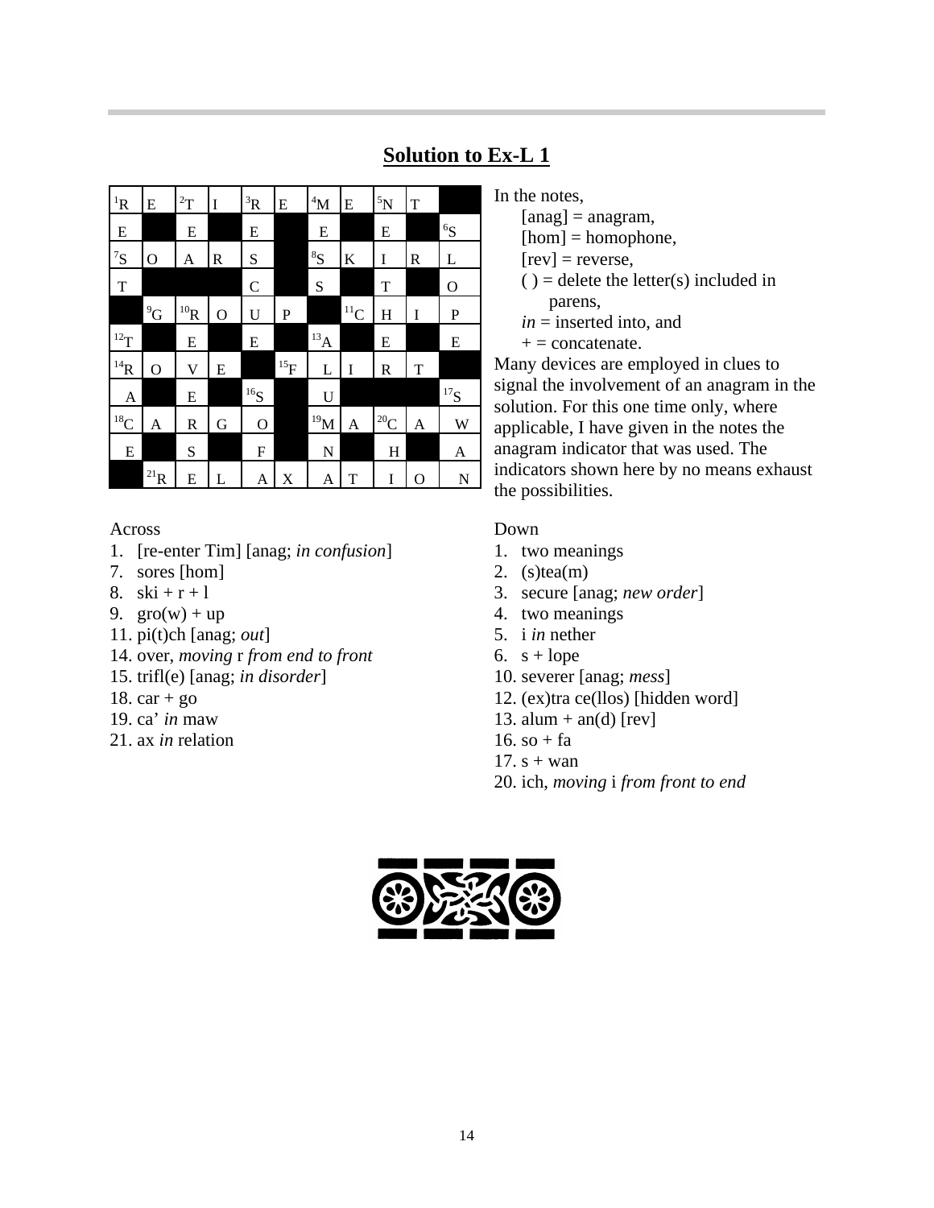## Solution to Ex-L 1

| [1]R | E | [2]T | I | [3]R | E | [4]M | E | [5]N | T | ■ |
|---|---|---|---|---|---|---|---|---|---|---|
| E | ■ | E | ■ | E | ■ | E | ■ | E | ■ | [6]S |
| [7]S | O | A | R | S | ■ | [8]S | K | I | R | L |
| T | ■ | ■ | ■ | C | ■ | S | ■ | T | ■ | O |
| ■ | [9]G | [10]R | O | U | P | ■ | [11]C | H | I | P |
| [12]T | ■ | E | ■ | E | ■ | [13]A | ■ | E | ■ | E |
| [14]R | O | V | E | ■ | [15]F | L | I | R | T | ■ |
| A | ■ | E | ■ | [16]S | ■ | U | ■ | ■ | ■ | [17]S |
| [18]C | A | R | G | O | ■ | [19]M | A | [20]C | A | W |
| E | ■ | S | ■ | F | ■ | N | ■ | H | ■ | A |
| ■ | [21]R | E | L | A | X | A | T | I | O | N |

In the notes,
  [anag] = anagram,
  [hom] = homophone,
  [rev] = reverse,
  ( ) = delete the letter(s) included in parens,
  *in* = inserted into, and
  + = concatenate.

Many devices are employed in clues to signal the involvement of an anagram in the solution. For this one time only, where applicable, I have given in the notes the anagram indicator that was used. The indicators shown here by no means exhaust the possibilities.

Across
1. [re-enter Tim] [anag; *in confusion*]
7. sores [hom]
8. ski + r + l
9. gro(w) + up
11. pi(t)ch [anag; *out*]
14. over, *moving* r *from end to front*
15. trifl(e) [anag; *in disorder*]
18. car + go
19. ca' *in* maw
21. ax *in* relation

Down
1. two meanings
2. (s)tea(m)
3. secure [anag; *new order*]
4. two meanings
5. i *in* nether
6. s + lope
10. severer [anag; *mess*]
12. (ex)tra ce(llos) [hidden word]
13. alum + an(d) [rev]
16. so + fa
17. s + wan
20. ich, *moving* i *from front to end*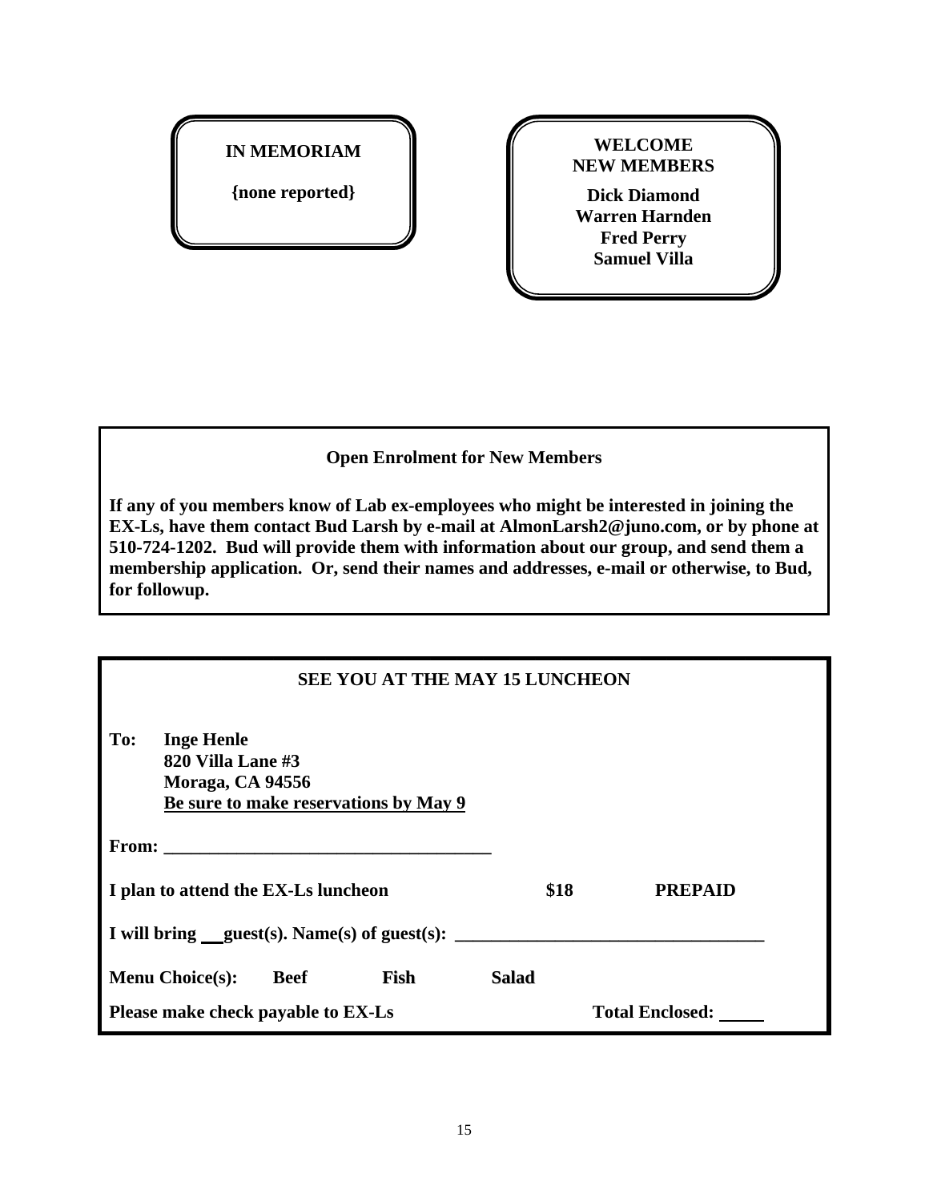**IN MEMORIAM**

**{none reported}**

**WELCOME NEW MEMBERS**

**Dick Diamond**
**Warren Harnden**
**Fred Perry**
**Samuel Villa**

**Open Enrolment for New Members**

**If any of you members know of Lab ex-employees who might be interested in joining the EX-Ls, have them contact Bud Larsh by e-mail at AlmonLarsh2@juno.com, or by phone at 510-724-1202. Bud will provide them with information about our group, and send them a membership application. Or, send their names and addresses, e-mail or otherwise, to Bud, for followup.**

**SEE YOU AT THE MAY 15 LUNCHEON**

**To: Inge Henle**
**820 Villa Lane #3**
**Moraga, CA 94556**
**<u>Be sure to make reservations by May 9</u>**

**From: ____________________________________**

**I plan to attend the EX-Ls luncheon     $18     PREPAID**

**I will bring __ guest(s). Name(s) of guest(s): _________________________________**

**Menu Choice(s):   Beef   Fish   Salad**

**Please make check payable to EX-Ls     Total Enclosed: _____**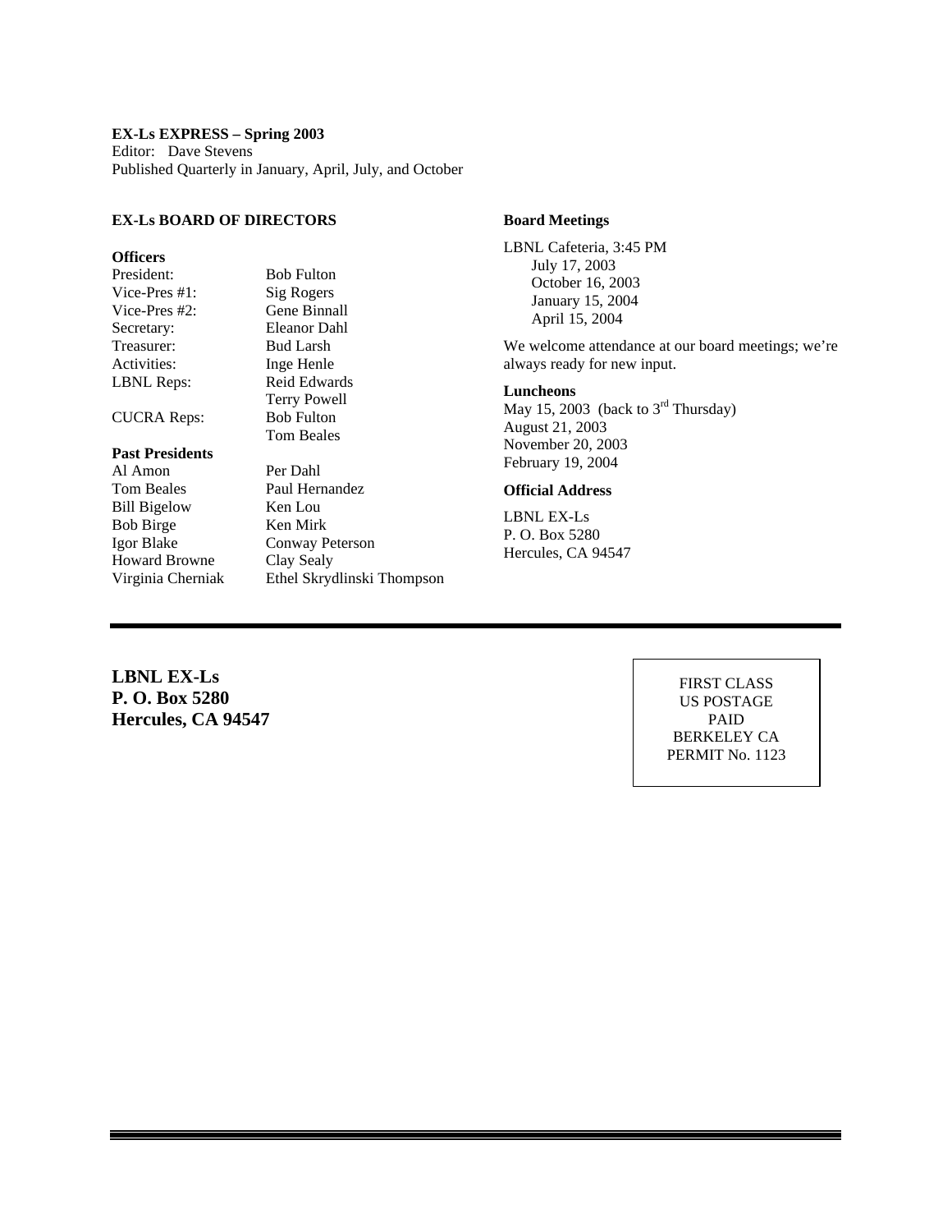**EX-Ls EXPRESS – Spring 2003**
Editor: Dave Stevens
Published Quarterly in January, April, July, and October

### EX-Ls BOARD OF DIRECTORS

**Officers**

| | |
|---|---|
| President: | Bob Fulton |
| Vice-Pres #1: | Sig Rogers |
| Vice-Pres #2: | Gene Binnall |
| Secretary: | Eleanor Dahl |
| Treasurer: | Bud Larsh |
| Activities: | Inge Henle |
| LBNL Reps: | Reid Edwards |
| | Terry Powell |
| CUCRA Reps: | Bob Fulton |
| | Tom Beales |

**Past Presidents**

| | |
|---|---|
| Al Amon | Per Dahl |
| Tom Beales | Paul Hernandez |
| Bill Bigelow | Ken Lou |
| Bob Birge | Ken Mirk |
| Igor Blake | Conway Peterson |
| Howard Browne | Clay Sealy |
| Virginia Cherniak | Ethel Skrydlinski Thompson |

### Board Meetings

LBNL Cafeteria, 3:45 PM
- July 17, 2003
- October 16, 2003
- January 15, 2004
- April 15, 2004

We welcome attendance at our board meetings; we're always ready for new input.

### Luncheons

May 15, 2003 (back to 3rd Thursday)
August 21, 2003
November 20, 2003
February 19, 2004

### Official Address

LBNL EX-Ls
P. O. Box 5280
Hercules, CA 94547

---

**LBNL EX-Ls**
**P. O. Box 5280**
**Hercules, CA 94547**

FIRST CLASS
US POSTAGE
PAID
BERKELEY CA
PERMIT No. 1123